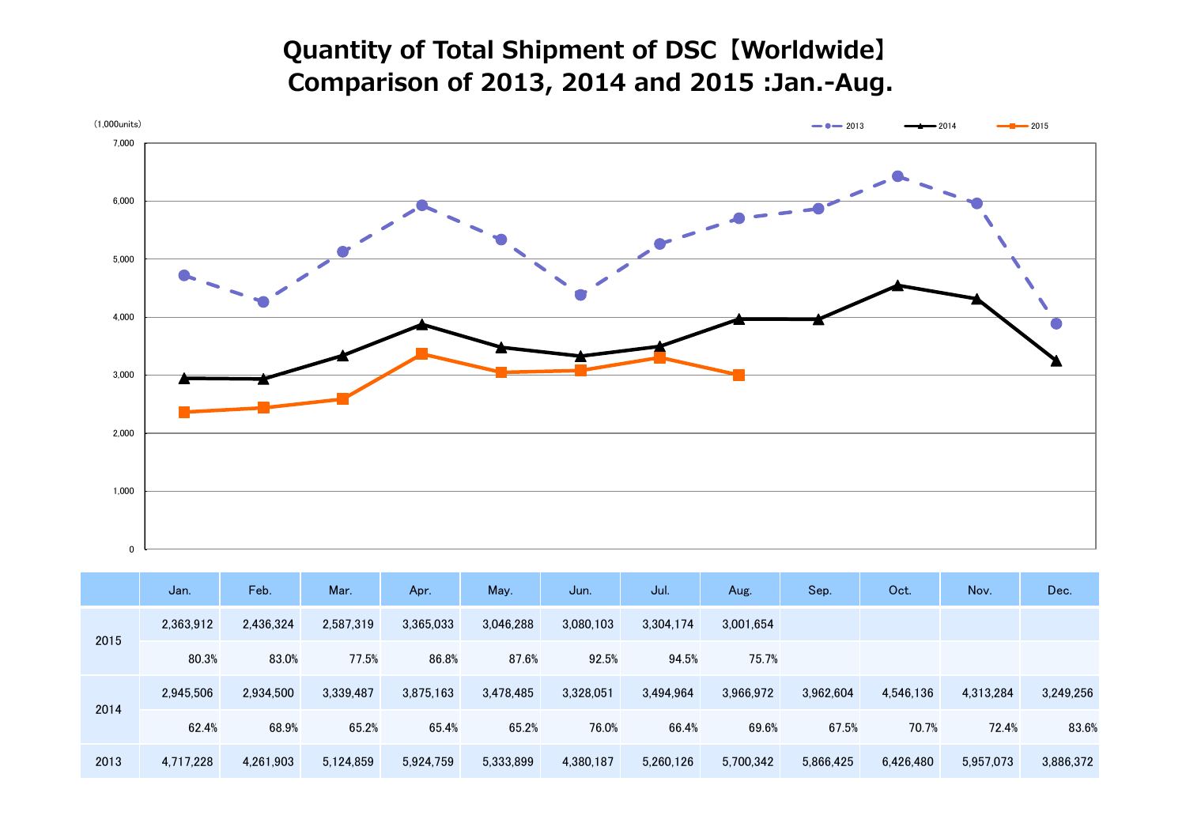# Quantity of Total Shipment of DSC【Worldwide】
# Comparison of 2013, 2014 and 2015 :Jan.-Aug.

(1,000units)

| | | Jan. | Feb. | Mar. | Apr. | May. | Jun. | Jul. | Aug. | Sep. | Oct. | Nov. | Dec. |
|---|---|---|---|---|---|---|---|---|---|---|---|---|---|
| 2015 | | 2,363,912 | 2,436,324 | 2,587,319 | 3,365,033 | 3,046,288 | 3,080,103 | 3,304,174 | 3,001,654 | | | | |
| | | 80.3% | 83.0% | 77.5% | 86.8% | 87.6% | 92.5% | 94.5% | 75.7% | | | | |
| 2014 | | 2,945,506 | 2,934,500 | 3,339,487 | 3,875,163 | 3,478,485 | 3,328,051 | 3,494,964 | 3,966,972 | 3,962,604 | 4,546,136 | 4,313,284 | 3,249,256 |
| | | 62.4% | 68.9% | 65.2% | 65.4% | 65.2% | 76.0% | 66.4% | 69.6% | 67.5% | 70.7% | 72.4% | 83.6% |
| 2013 | | 4,717,228 | 4,261,903 | 5,124,859 | 5,924,759 | 5,333,899 | 4,380,187 | 5,260,126 | 5,700,342 | 5,866,425 | 6,426,480 | 5,957,073 | 3,886,372 |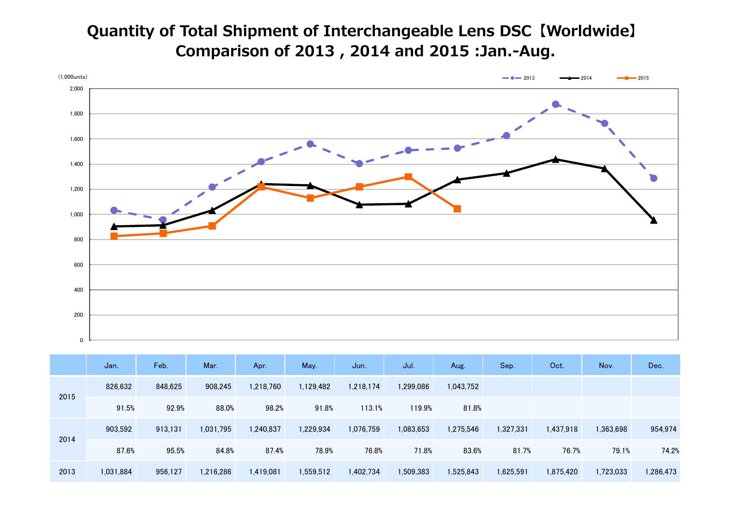# Quantity of Total Shipment of Interchangeable Lens DSC【Worldwide】
## Comparison of 2013 , 2014 and 2015 :Jan.-Aug.

(1,000units)

| | | Jan. | Feb. | Mar. | Apr. | May. | Jun. | Jul. | Aug. | Sep. | Oct. | Nov. | Dec. |
|---|---|---|---|---|---|---|---|---|---|---|---|---|---|
| 2015 | | 826,632 | 848,625 | 908,245 | 1,218,760 | 1,129,482 | 1,218,174 | 1,299,086 | 1,043,752 | | | | |
| | | 91.5% | 92.9% | 88.0% | 98.2% | 91.8% | 113.1% | 119.9% | 81.8% | | | | |
| 2014 | | 903,592 | 913,131 | 1,031,795 | 1,240,837 | 1,229,934 | 1,076,759 | 1,083,653 | 1,275,546 | 1,327,331 | 1,437,918 | 1,363,698 | 954,974 |
| | | 87.6% | 95.5% | 84.8% | 87.4% | 78.9% | 76.8% | 71.8% | 83.6% | 81.7% | 76.7% | 79.1% | 74.2% |
| 2013 | | 1,031,884 | 956,127 | 1,216,286 | 1,419,081 | 1,559,512 | 1,402,734 | 1,509,383 | 1,525,843 | 1,625,591 | 1,875,420 | 1,723,033 | 1,286,473 |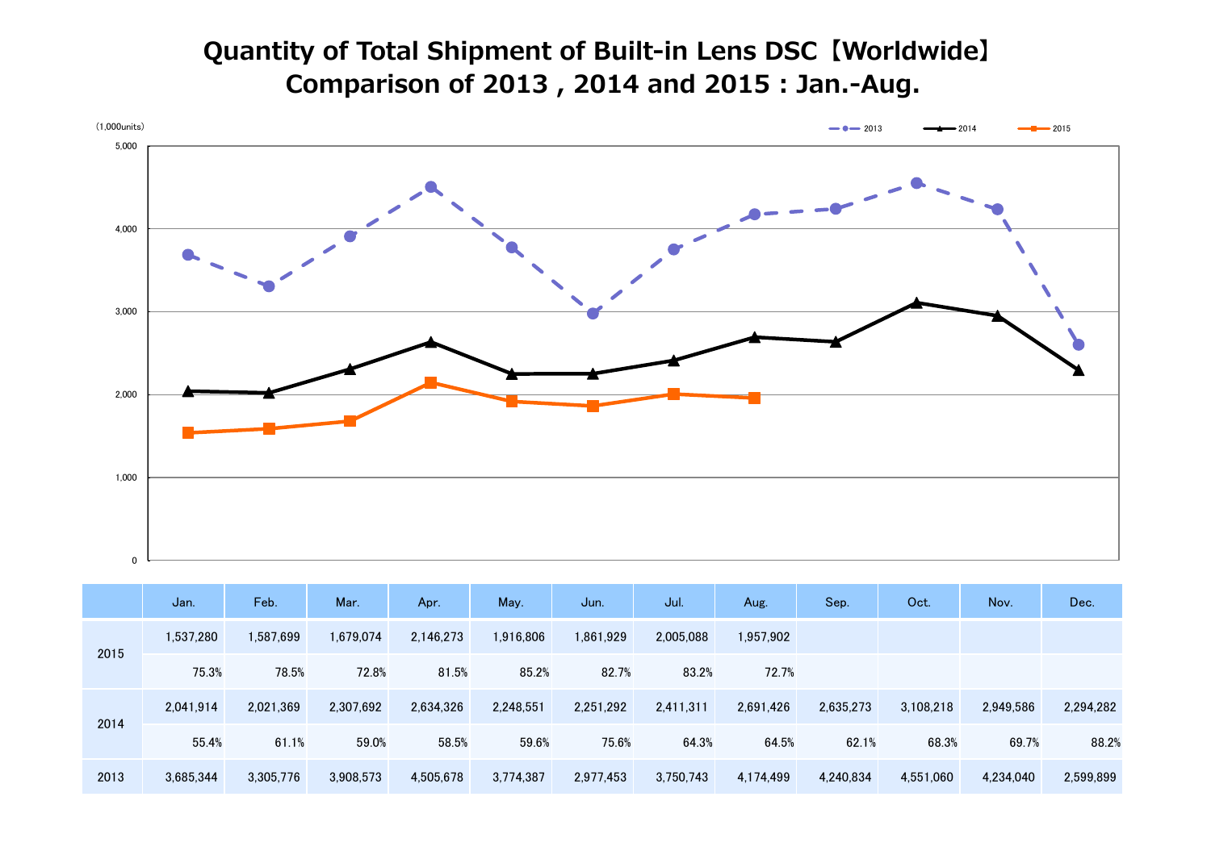# Quantity of Total Shipment of Built-in Lens DSC【Worldwide】
# Comparison of 2013 , 2014 and 2015 : Jan.-Aug.

(1,000units)

2013 2014 2015

5,000
4,000
3,000
2,000
1,000
0

| | | Jan. | Feb. | Mar. | Apr. | May. | Jun. | Jul. | Aug. | Sep. | Oct. | Nov. | Dec. |
|---|---|---|---|---|---|---|---|---|---|---|---|---|---|
| 2015 | | 1,537,280 | 1,587,699 | 1,679,074 | 2,146,273 | 1,916,806 | 1,861,929 | 2,005,088 | 1,957,902 | | | | |
| | | 75.3% | 78.5% | 72.8% | 81.5% | 85.2% | 82.7% | 83.2% | 72.7% | | | | |
| 2014 | | 2,041,914 | 2,021,369 | 2,307,692 | 2,634,326 | 2,248,551 | 2,251,292 | 2,411,311 | 2,691,426 | 2,635,273 | 3,108,218 | 2,949,586 | 2,294,282 |
| | | 55.4% | 61.1% | 59.0% | 58.5% | 59.6% | 75.6% | 64.3% | 64.5% | 62.1% | 68.3% | 69.7% | 88.2% |
| 2013 | | 3,685,344 | 3,305,776 | 3,908,573 | 4,505,678 | 3,774,387 | 2,977,453 | 3,750,743 | 4,174,499 | 4,240,834 | 4,551,060 | 4,234,040 | 2,599,899 |